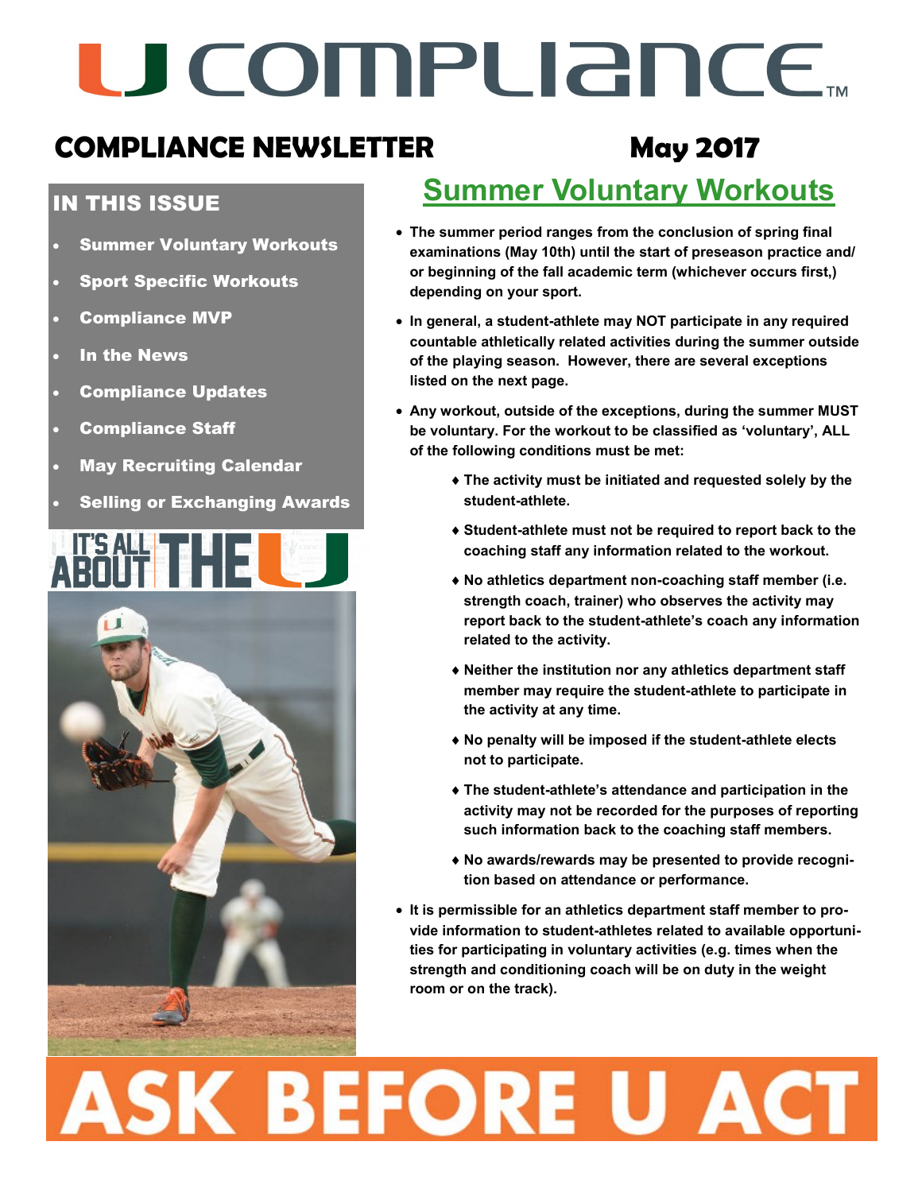# U COMPLIANCE™

## COMPLIANCE NEWSLETTER — May 2017

### IN THIS ISSUE

- Summer Voluntary Workouts
- Sport Specific Workouts
- Compliance MVP
- In the News
- Compliance Updates
- Compliance Staff
- May Recruiting Calendar
- Selling or Exchanging Awards

IT'S ALL ABOUT THE U

## Summer Voluntary Workouts

- The summer period ranges from the conclusion of spring final examinations (May 10th) until the start of preseason practice and/or beginning of the fall academic term (whichever occurs first,) depending on your sport.
- In general, a student-athlete may NOT participate in any required countable athletically related activities during the summer outside of the playing season. However, there are several exceptions listed on the next page.
- Any workout, outside of the exceptions, during the summer MUST be voluntary. For the workout to be classified as 'voluntary', ALL of the following conditions must be met:
    - The activity must be initiated and requested solely by the student-athlete.
    - Student-athlete must not be required to report back to the coaching staff any information related to the workout.
    - No athletics department non-coaching staff member (i.e. strength coach, trainer) who observes the activity may report back to the student-athlete's coach any information related to the activity.
    - Neither the institution nor any athletics department staff member may require the student-athlete to participate in the activity at any time.
    - No penalty will be imposed if the student-athlete elects not to participate.
    - The student-athlete's attendance and participation in the activity may not be recorded for the purposes of reporting such information back to the coaching staff members.
    - No awards/rewards may be presented to provide recognition based on attendance or performance.
- It is permissible for an athletics department staff member to provide information to student-athletes related to available opportunities for participating in voluntary activities (e.g. times when the strength and conditioning coach will be on duty in the weight room or on the track).

# ASK BEFORE U ACT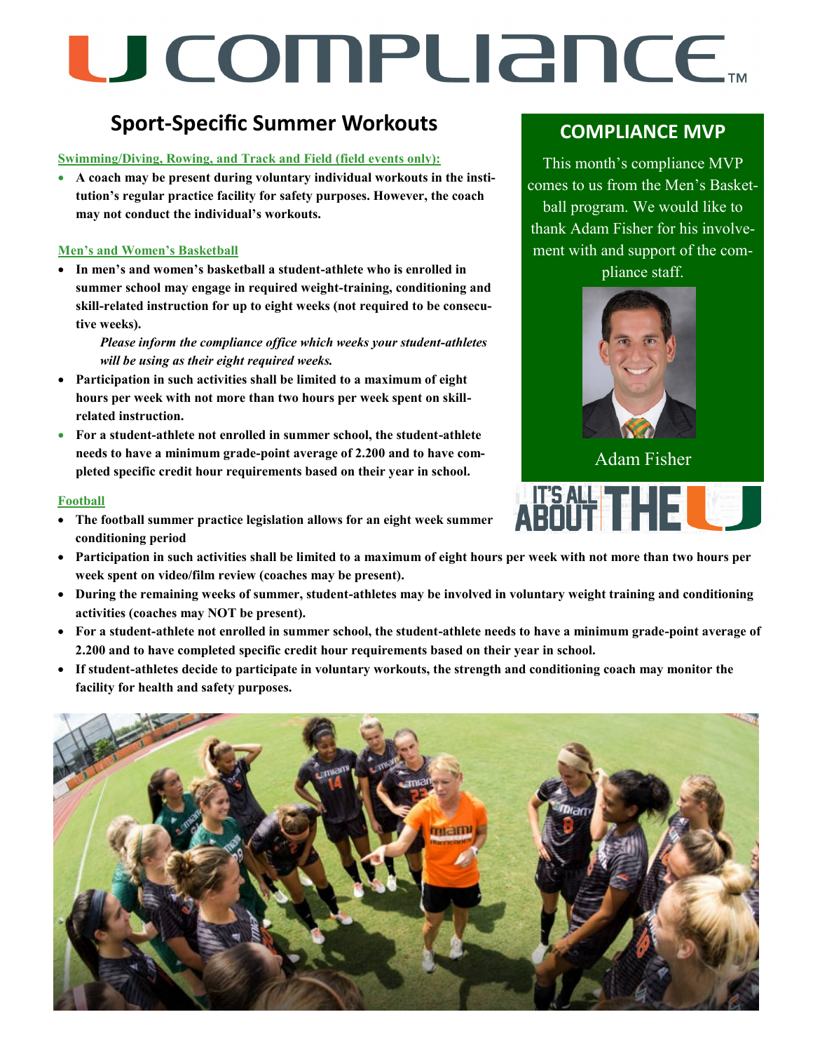# U COMPLIANCE™

## Sport-Specific Summer Workouts

**Swimming/Diving, Rowing, and Track and Field (field events only):**

- **A coach may be present during voluntary individual workouts in the institution's regular practice facility for safety purposes. However, the coach may not conduct the individual's workouts.**

**Men's and Women's Basketball**

- **In men's and women's basketball a student-athlete who is enrolled in summer school may engage in required weight-training, conditioning and skill-related instruction for up to eight weeks (not required to be consecutive weeks).**

  ***Please inform the compliance office which weeks your student-athletes will be using as their eight required weeks.***

- **Participation in such activities shall be limited to a maximum of eight hours per week with not more than two hours per week spent on skill-related instruction.**
- **For a student-athlete not enrolled in summer school, the student-athlete needs to have a minimum grade-point average of 2.200 and to have completed specific credit hour requirements based on their year in school.**

**Football**

- **The football summer practice legislation allows for an eight week summer conditioning period**
- **Participation in such activities shall be limited to a maximum of eight hours per week with not more than two hours per week spent on video/film review (coaches may be present).**
- **During the remaining weeks of summer, student-athletes may be involved in voluntary weight training and conditioning activities (coaches may NOT be present).**
- **For a student-athlete not enrolled in summer school, the student-athlete needs to have a minimum grade-point average of 2.200 and to have completed specific credit hour requirements based on their year in school.**
- **If student-athletes decide to participate in voluntary workouts, the strength and conditioning coach may monitor the facility for health and safety purposes.**

## COMPLIANCE MVP

This month's compliance MVP comes to us from the Men's Basketball program. We would like to thank Adam Fisher for his involvement with and support of the compliance staff.

Adam Fisher

IT'S ALL ABOUT THE U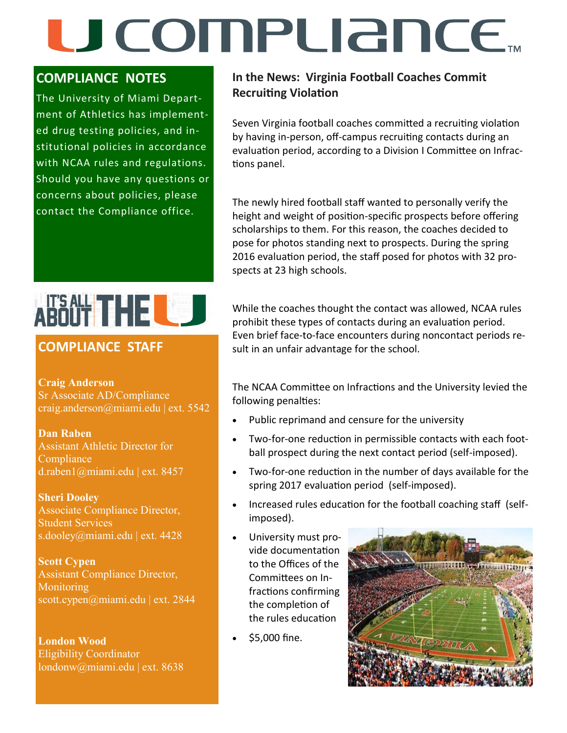# U COMPLIANCE™

## COMPLIANCE NOTES

The University of Miami Department of Athletics has implemented drug testing policies, and institutional policies in accordance with NCAA rules and regulations. Should you have any questions or concerns about policies, please contact the Compliance office.

IT'S ALL ABOUT THE U

## COMPLIANCE STAFF

**Craig Anderson**
Sr Associate AD/Compliance
craig.anderson@miami.edu | ext. 5542

**Dan Raben**
Assistant Athletic Director for Compliance
d.raben1@miami.edu | ext. 8457

**Sheri Dooley**
Associate Compliance Director, Student Services
s.dooley@miami.edu | ext. 4428

**Scott Cypen**
Assistant Compliance Director, Monitoring
scott.cypen@miami.edu | ext. 2844

**London Wood**
Eligibility Coordinator
londonw@miami.edu | ext. 8638

## In the News: Virginia Football Coaches Commit Recruiting Violation

Seven Virginia football coaches committed a recruiting violation by having in-person, off-campus recruiting contacts during an evaluation period, according to a Division I Committee on Infractions panel.

The newly hired football staff wanted to personally verify the height and weight of position-specific prospects before offering scholarships to them. For this reason, the coaches decided to pose for photos standing next to prospects. During the spring 2016 evaluation period, the staff posed for photos with 32 prospects at 23 high schools.

While the coaches thought the contact was allowed, NCAA rules prohibit these types of contacts during an evaluation period. Even brief face-to-face encounters during noncontact periods result in an unfair advantage for the school.

The NCAA Committee on Infractions and the University levied the following penalties:

- Public reprimand and censure for the university
- Two-for-one reduction in permissible contacts with each football prospect during the next contact period (self-imposed).
- Two-for-one reduction in the number of days available for the spring 2017 evaluation period (self-imposed).
- Increased rules education for the football coaching staff (self-imposed).
- University must provide documentation to the Offices of the Committees on Infractions confirming the completion of the rules education
- $5,000 fine.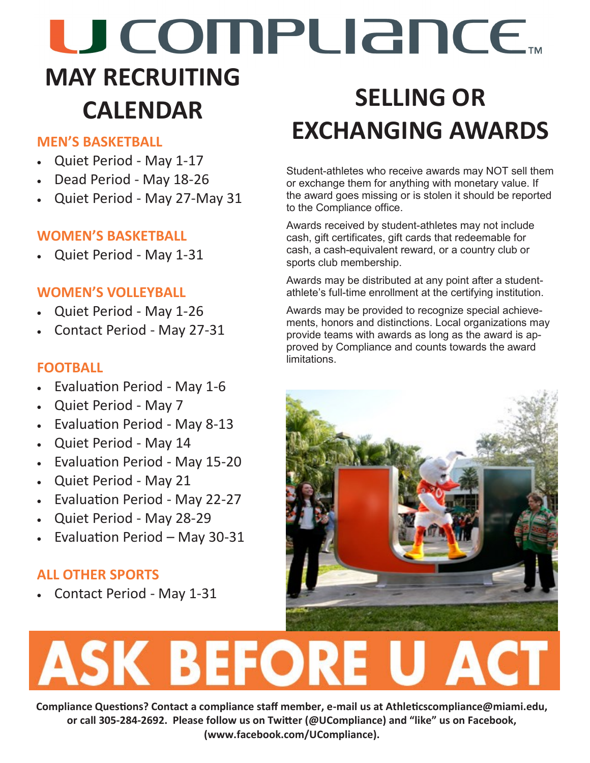# U COMPLIANCE™

## MAY RECRUITING CALENDAR

### MEN'S BASKETBALL

- Quiet Period - May 1-17
- Dead Period - May 18-26
- Quiet Period - May 27-May 31

### WOMEN'S BASKETBALL

- Quiet Period - May 1-31

### WOMEN'S VOLLEYBALL

- Quiet Period - May 1-26
- Contact Period - May 27-31

### FOOTBALL

- Evaluation Period - May 1-6
- Quiet Period - May 7
- Evaluation Period - May 8-13
- Quiet Period - May 14
- Evaluation Period - May 15-20
- Quiet Period - May 21
- Evaluation Period - May 22-27
- Quiet Period - May 28-29
- Evaluation Period – May 30-31

### ALL OTHER SPORTS

- Contact Period - May 1-31

## SELLING OR EXCHANGING AWARDS

Student-athletes who receive awards may NOT sell them or exchange them for anything with monetary value. If the award goes missing or is stolen it should be reported to the Compliance office.

Awards received by student-athletes may not include cash, gift certificates, gift cards that redeemable for cash, a cash-equivalent reward, or a country club or sports club membership.

Awards may be distributed at any point after a student-athlete's full-time enrollment at the certifying institution.

Awards may be provided to recognize special achievements, honors and distinctions. Local organizations may provide teams with awards as long as the award is approved by Compliance and counts towards the award limitations.

# ASK BEFORE U ACT

**Compliance Questions? Contact a compliance staff member, e-mail us at Athleticscompliance@miami.edu, or call 305-284-2692. Please follow us on Twitter (@UCompliance) and "like" us on Facebook, (www.facebook.com/UCompliance).**